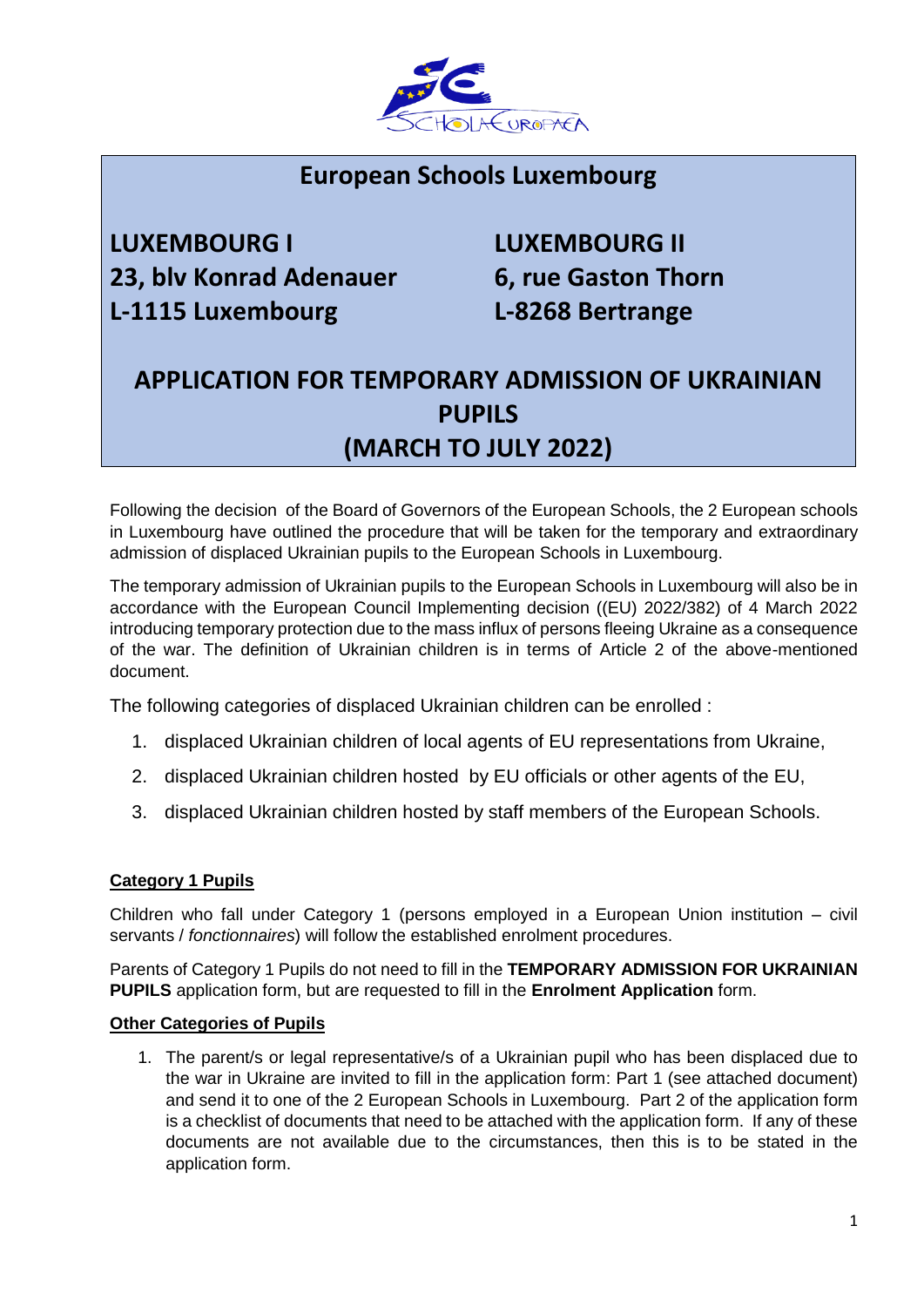# European Schools Luxembourg

**LUXEMBOURG I**
**23, blv Konrad Adenauer**
**L-1115 Luxembourg**

**LUXEMBOURG II**
**6, rue Gaston Thorn**
**L-8268 Bertrange**

## APPLICATION FOR TEMPORARY ADMISSION OF UKRAINIAN PUPILS (MARCH TO JULY 2022)

Following the decision of the Board of Governors of the European Schools, the 2 European schools in Luxembourg have outlined the procedure that will be taken for the temporary and extraordinary admission of displaced Ukrainian pupils to the European Schools in Luxembourg.

The temporary admission of Ukrainian pupils to the European Schools in Luxembourg will also be in accordance with the European Council Implementing decision ((EU) 2022/382) of 4 March 2022 introducing temporary protection due to the mass influx of persons fleeing Ukraine as a consequence of the war. The definition of Ukrainian children is in terms of Article 2 of the above-mentioned document.

The following categories of displaced Ukrainian children can be enrolled :

1. displaced Ukrainian children of local agents of EU representations from Ukraine,
2. displaced Ukrainian children hosted by EU officials or other agents of the EU,
3. displaced Ukrainian children hosted by staff members of the European Schools.

### Category 1 Pupils

Children who fall under Category 1 (persons employed in a European Union institution – civil servants / *fonctionnaires*) will follow the established enrolment procedures.

Parents of Category 1 Pupils do not need to fill in the **TEMPORARY ADMISSION FOR UKRAINIAN PUPILS** application form, but are requested to fill in the **Enrolment Application** form.

### Other Categories of Pupils

1. The parent/s or legal representative/s of a Ukrainian pupil who has been displaced due to the war in Ukraine are invited to fill in the application form: Part 1 (see attached document) and send it to one of the 2 European Schools in Luxembourg. Part 2 of the application form is a checklist of documents that need to be attached with the application form. If any of these documents are not available due to the circumstances, then this is to be stated in the application form.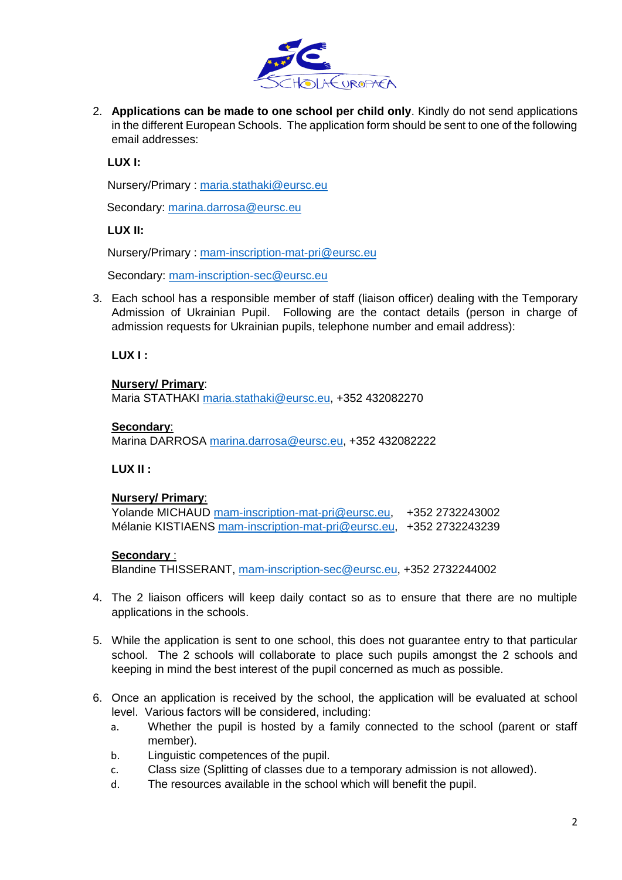2. **Applications can be made to one school per child only**. Kindly do not send applications in the different European Schools. The application form should be sent to one of the following email addresses:

   **LUX I:**

   Nursery/Primary : maria.stathaki@eursc.eu

   Secondary: marina.darrosa@eursc.eu

   **LUX II:**

   Nursery/Primary : mam-inscription-mat-pri@eursc.eu

   Secondary: mam-inscription-sec@eursc.eu

3. Each school has a responsible member of staff (liaison officer) dealing with the Temporary Admission of Ukrainian Pupil. Following are the contact details (person in charge of admission requests for Ukrainian pupils, telephone number and email address):

   **LUX I :**

   **Nursery/ Primary**:
   Maria STATHAKI maria.stathaki@eursc.eu, +352 432082270

   **Secondary**:
   Marina DARROSA marina.darrosa@eursc.eu, +352 432082222

   **LUX II :**

   **Nursery/ Primary**:
   Yolande MICHAUD mam-inscription-mat-pri@eursc.eu, +352 2732243002
   Mélanie KISTIAENS mam-inscription-mat-pri@eursc.eu, +352 2732243239

   **Secondary** :
   Blandine THISSERANT, mam-inscription-sec@eursc.eu, +352 2732244002

4. The 2 liaison officers will keep daily contact so as to ensure that there are no multiple applications in the schools.

5. While the application is sent to one school, this does not guarantee entry to that particular school. The 2 schools will collaborate to place such pupils amongst the 2 schools and keeping in mind the best interest of the pupil concerned as much as possible.

6. Once an application is received by the school, the application will be evaluated at school level. Various factors will be considered, including:
   a. Whether the pupil is hosted by a family connected to the school (parent or staff member).
   b. Linguistic competences of the pupil.
   c. Class size (Splitting of classes due to a temporary admission is not allowed).
   d. The resources available in the school which will benefit the pupil.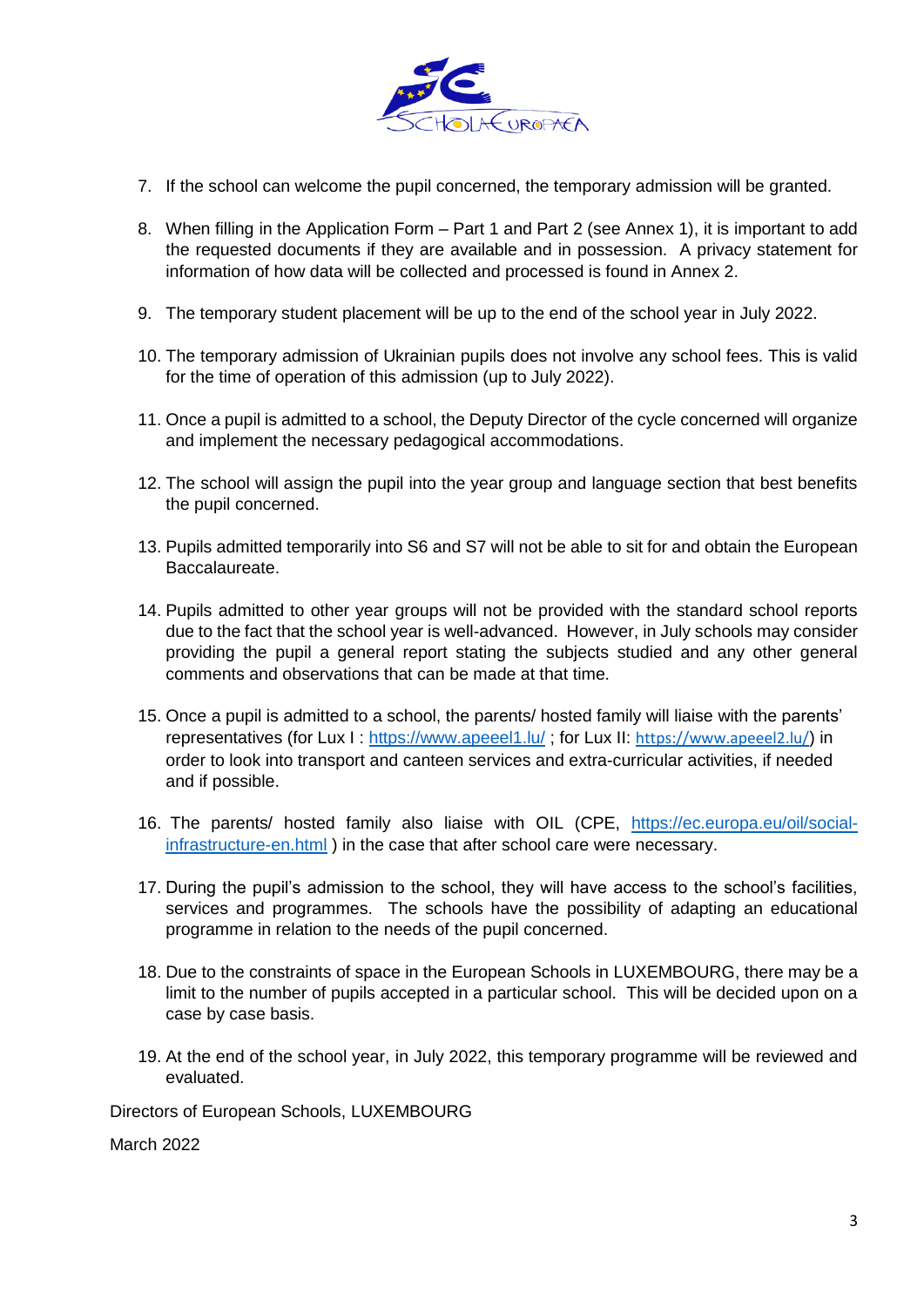7. If the school can welcome the pupil concerned, the temporary admission will be granted.

8. When filling in the Application Form – Part 1 and Part 2 (see Annex 1), it is important to add the requested documents if they are available and in possession. A privacy statement for information of how data will be collected and processed is found in Annex 2.

9. The temporary student placement will be up to the end of the school year in July 2022.

10. The temporary admission of Ukrainian pupils does not involve any school fees. This is valid for the time of operation of this admission (up to July 2022).

11. Once a pupil is admitted to a school, the Deputy Director of the cycle concerned will organize and implement the necessary pedagogical accommodations.

12. The school will assign the pupil into the year group and language section that best benefits the pupil concerned.

13. Pupils admitted temporarily into S6 and S7 will not be able to sit for and obtain the European Baccalaureate.

14. Pupils admitted to other year groups will not be provided with the standard school reports due to the fact that the school year is well-advanced. However, in July schools may consider providing the pupil a general report stating the subjects studied and any other general comments and observations that can be made at that time.

15. Once a pupil is admitted to a school, the parents/ hosted family will liaise with the parents' representatives (for Lux I : https://www.apeeel1.lu/ ; for Lux II: https://www.apeeel2.lu/) in order to look into transport and canteen services and extra-curricular activities, if needed and if possible.

16. The parents/ hosted family also liaise with OIL (CPE, https://ec.europa.eu/oil/social-infrastructure-en.html ) in the case that after school care were necessary.

17. During the pupil's admission to the school, they will have access to the school's facilities, services and programmes. The schools have the possibility of adapting an educational programme in relation to the needs of the pupil concerned.

18. Due to the constraints of space in the European Schools in LUXEMBOURG, there may be a limit to the number of pupils accepted in a particular school. This will be decided upon on a case by case basis.

19. At the end of the school year, in July 2022, this temporary programme will be reviewed and evaluated.

Directors of European Schools, LUXEMBOURG

March 2022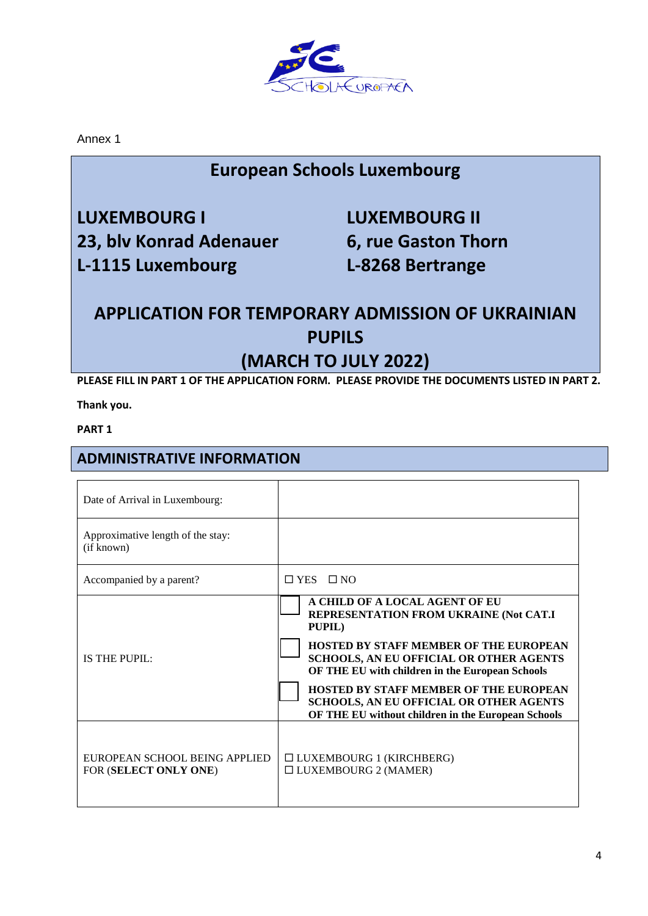Annex 1

# European Schools Luxembourg

**LUXEMBOURG I**
**23, blv Konrad Adenauer**
**L-1115 Luxembourg**

**LUXEMBOURG II**
**6, rue Gaston Thorn**
**L-8268 Bertrange**

# APPLICATION FOR TEMPORARY ADMISSION OF UKRAINIAN PUPILS (MARCH TO JULY 2022)

**PLEASE FILL IN PART 1 OF THE APPLICATION FORM. PLEASE PROVIDE THE DOCUMENTS LISTED IN PART 2.**

**Thank you.**

**PART 1**

## ADMINISTRATIVE INFORMATION

| | |
|---|---|
| Date of Arrival in Luxembourg: | |
| Approximative length of the stay: (if known) | |
| Accompanied by a parent? | ☐ YES ☐ NO |
| IS THE PUPIL: | ☐ **A CHILD OF A LOCAL AGENT OF EU REPRESENTATION FROM UKRAINE (Not CAT.I PUPIL)**<br>☐ **HOSTED BY STAFF MEMBER OF THE EUROPEAN SCHOOLS, AN EU OFFICIAL OR OTHER AGENTS OF THE EU with children in the European Schools**<br>☐ **HOSTED BY STAFF MEMBER OF THE EUROPEAN SCHOOLS, AN EU OFFICIAL OR OTHER AGENTS OF THE EU without children in the European Schools** |
| EUROPEAN SCHOOL BEING APPLIED FOR (**SELECT ONLY ONE**) | ☐ LUXEMBOURG 1 (KIRCHBERG)<br>☐ LUXEMBOURG 2 (MAMER) |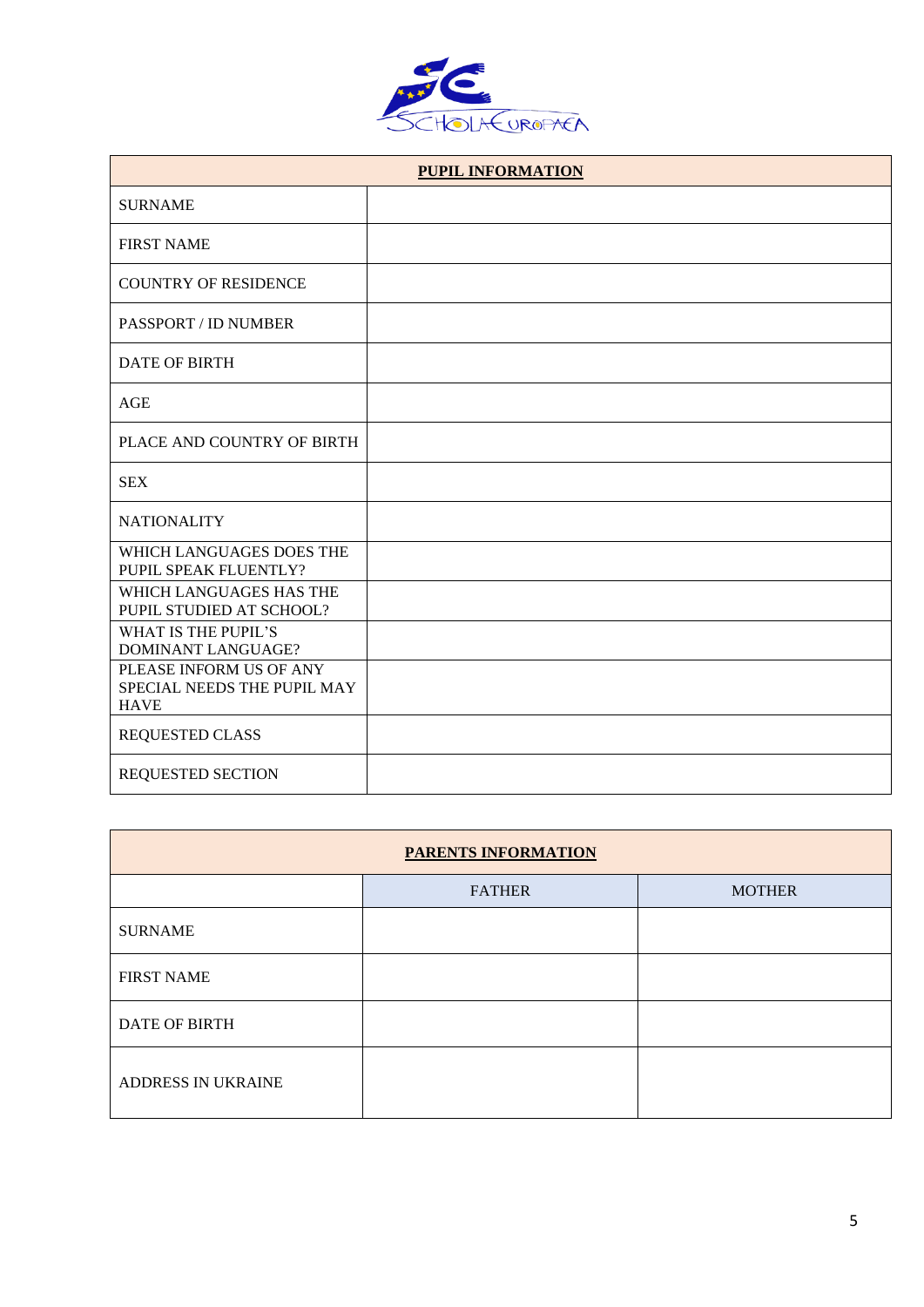| PUPIL INFORMATION | |
|---|---|
| SURNAME | |
| FIRST NAME | |
| COUNTRY OF RESIDENCE | |
| PASSPORT / ID NUMBER | |
| DATE OF BIRTH | |
| AGE | |
| PLACE AND COUNTRY OF BIRTH | |
| SEX | |
| NATIONALITY | |
| WHICH LANGUAGES DOES THE PUPIL SPEAK FLUENTLY? | |
| WHICH LANGUAGES HAS THE PUPIL STUDIED AT SCHOOL? | |
| WHAT IS THE PUPIL'S DOMINANT LANGUAGE? | |
| PLEASE INFORM US OF ANY SPECIAL NEEDS THE PUPIL MAY HAVE | |
| REQUESTED CLASS | |
| REQUESTED SECTION | |

| PARENTS INFORMATION | | |
|---|---|---|
| | FATHER | MOTHER |
| SURNAME | | |
| FIRST NAME | | |
| DATE OF BIRTH | | |
| ADDRESS IN UKRAINE | | |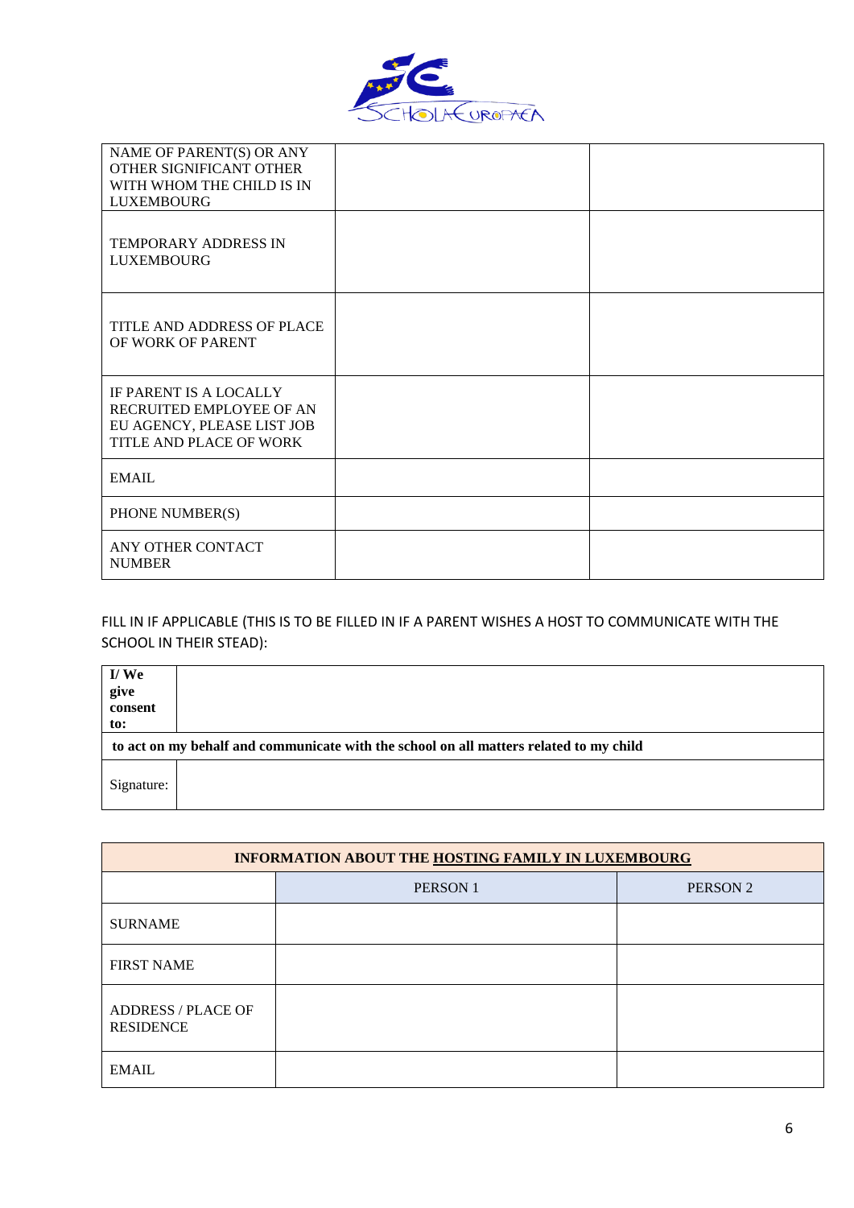| NAME OF PARENT(S) OR ANY OTHER SIGNIFICANT OTHER WITH WHOM THE CHILD IS IN LUXEMBOURG | | |
|---|---|---|
| TEMPORARY ADDRESS IN LUXEMBOURG | | |
| TITLE AND ADDRESS OF PLACE OF WORK OF PARENT | | |
| IF PARENT IS A LOCALLY RECRUITED EMPLOYEE OF AN EU AGENCY, PLEASE LIST JOB TITLE AND PLACE OF WORK | | |
| EMAIL | | |
| PHONE NUMBER(S) | | |
| ANY OTHER CONTACT NUMBER | | |

FILL IN IF APPLICABLE (THIS IS TO BE FILLED IN IF A PARENT WISHES A HOST TO COMMUNICATE WITH THE SCHOOL IN THEIR STEAD):

| **I/ We give consent to:** | |
|---|---|
| **to act on my behalf and communicate with the school on all matters related to my child** | |
| Signature: | |

| **INFORMATION ABOUT THE HOSTING FAMILY IN LUXEMBOURG** | | |
|---|---|---|
| | PERSON 1 | PERSON 2 |
| SURNAME | | |
| FIRST NAME | | |
| ADDRESS / PLACE OF RESIDENCE | | |
| EMAIL | | |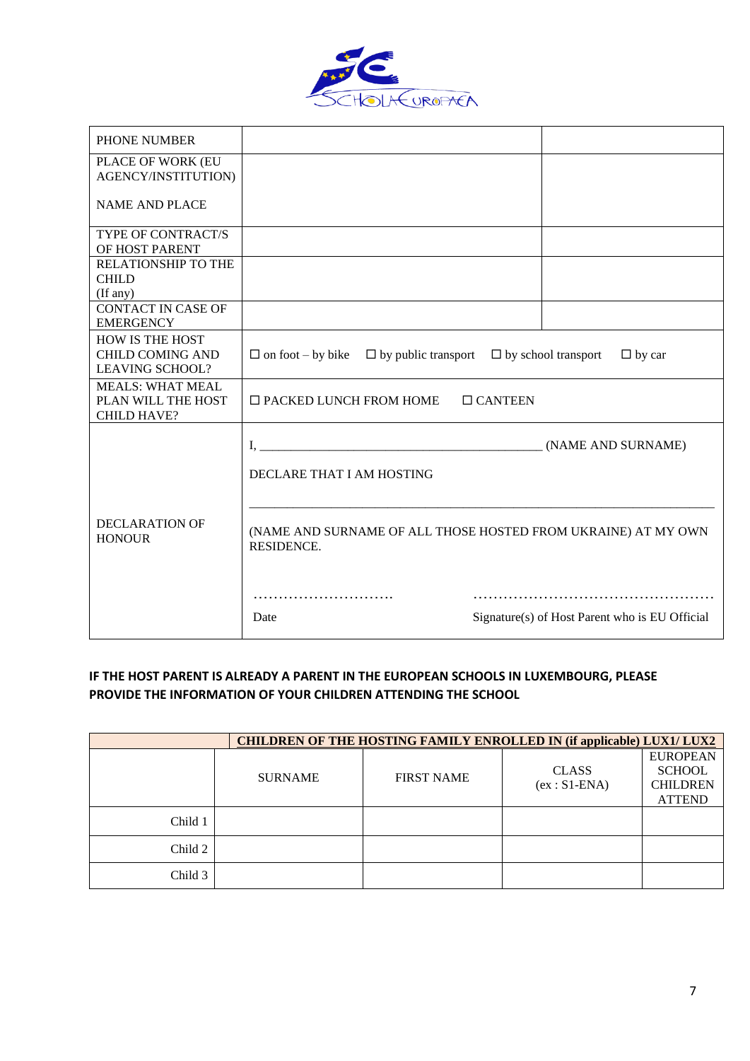| PHONE NUMBER | | |
|---|---|---|
| PLACE OF WORK (EU AGENCY/INSTITUTION)<br><br>NAME AND PLACE | | |
| TYPE OF CONTRACT/S OF HOST PARENT | | |
| RELATIONSHIP TO THE CHILD<br>(If any) | | |
| CONTACT IN CASE OF EMERGENCY | | |
| HOW IS THE HOST CHILD COMING AND LEAVING SCHOOL? | ☐ on foot – by bike ☐ by public transport ☐ by school transport ☐ by car | |
| MEALS: WHAT MEAL PLAN WILL THE HOST CHILD HAVE? | ☐ PACKED LUNCH FROM HOME ☐ CANTEEN | |
| DECLARATION OF HONOUR | I, ______________________________________________ (NAME AND SURNAME)<br><br>DECLARE THAT I AM HOSTING<br><br>________________________________________________________________________<br><br>(NAME AND SURNAME OF ALL THOSE HOSTED FROM UKRAINE) AT MY OWN RESIDENCE.<br><br>………………………. ………………………………………….<br>Date Signature(s) of Host Parent who is EU Official | |

**IF THE HOST PARENT IS ALREADY A PARENT IN THE EUROPEAN SCHOOLS IN LUXEMBOURG, PLEASE PROVIDE THE INFORMATION OF YOUR CHILDREN ATTENDING THE SCHOOL**

| | **CHILDREN OF THE HOSTING FAMILY ENROLLED IN (if applicable) LUX1/ LUX2** | | | |
|---|---|---|---|---|
| | SURNAME | FIRST NAME | CLASS<br>(ex : S1-ENA) | EUROPEAN SCHOOL CHILDREN ATTEND |
| Child 1 | | | | |
| Child 2 | | | | |
| Child 3 | | | | |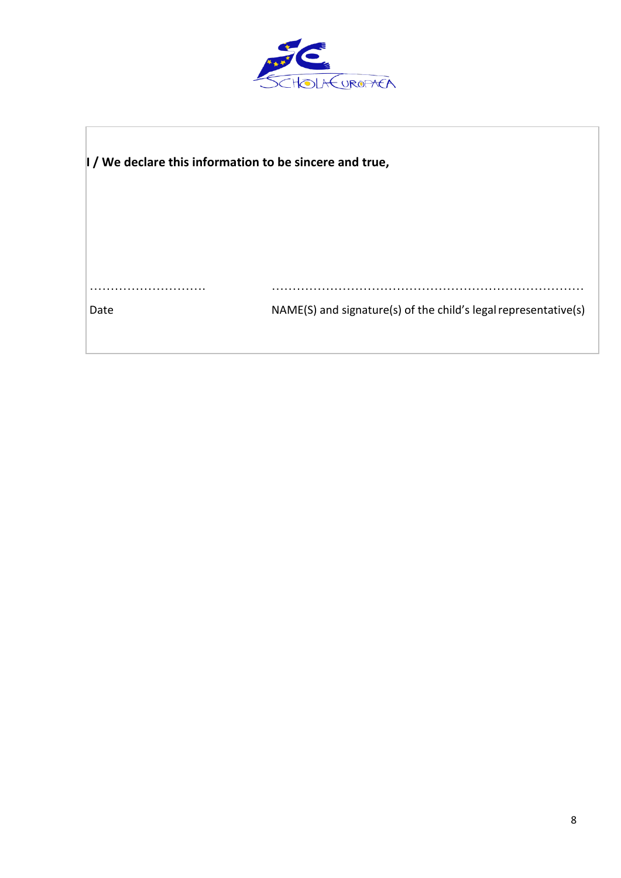**I / We declare this information to be sincere and true,**

| ………………………… | ………………………………………………………………… |
|---|---|
| Date | NAME(S) and signature(s) of the child's legal representative(s) |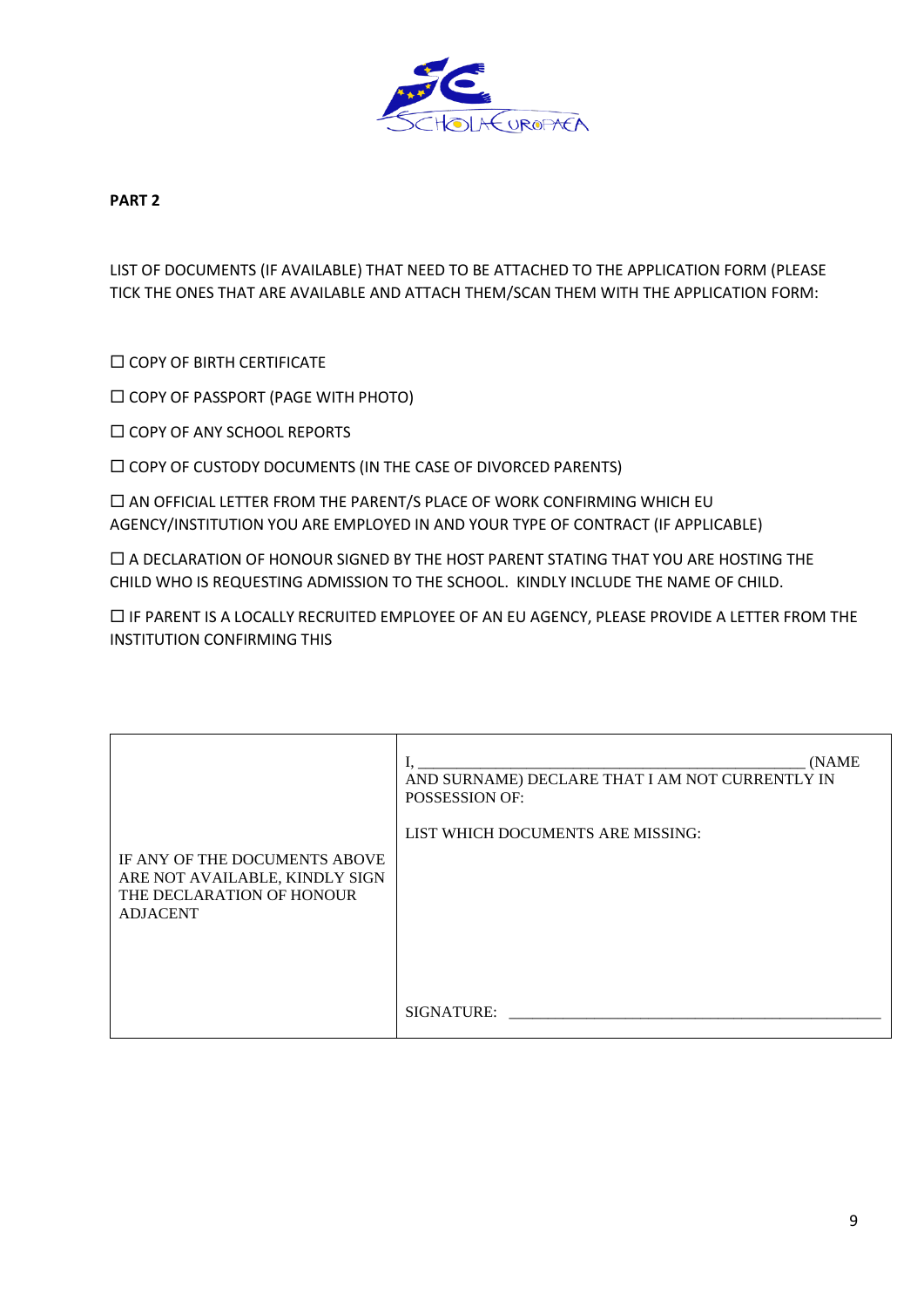**PART 2**

LIST OF DOCUMENTS (IF AVAILABLE) THAT NEED TO BE ATTACHED TO THE APPLICATION FORM (PLEASE TICK THE ONES THAT ARE AVAILABLE AND ATTACH THEM/SCAN THEM WITH THE APPLICATION FORM:

☐ COPY OF BIRTH CERTIFICATE

☐ COPY OF PASSPORT (PAGE WITH PHOTO)

☐ COPY OF ANY SCHOOL REPORTS

☐ COPY OF CUSTODY DOCUMENTS (IN THE CASE OF DIVORCED PARENTS)

☐ AN OFFICIAL LETTER FROM THE PARENT/S PLACE OF WORK CONFIRMING WHICH EU AGENCY/INSTITUTION YOU ARE EMPLOYED IN AND YOUR TYPE OF CONTRACT (IF APPLICABLE)

☐ A DECLARATION OF HONOUR SIGNED BY THE HOST PARENT STATING THAT YOU ARE HOSTING THE CHILD WHO IS REQUESTING ADMISSION TO THE SCHOOL. KINDLY INCLUDE THE NAME OF CHILD.

☐ IF PARENT IS A LOCALLY RECRUITED EMPLOYEE OF AN EU AGENCY, PLEASE PROVIDE A LETTER FROM THE INSTITUTION CONFIRMING THIS

| | |
|---|---|
| IF ANY OF THE DOCUMENTS ABOVE ARE NOT AVAILABLE, KINDLY SIGN THE DECLARATION OF HONOUR ADJACENT | I, _______________________________________________ (NAME AND SURNAME) DECLARE THAT I AM NOT CURRENTLY IN POSSESSION OF:<br><br>LIST WHICH DOCUMENTS ARE MISSING:<br><br><br><br><br>SIGNATURE: _______________________________________________ |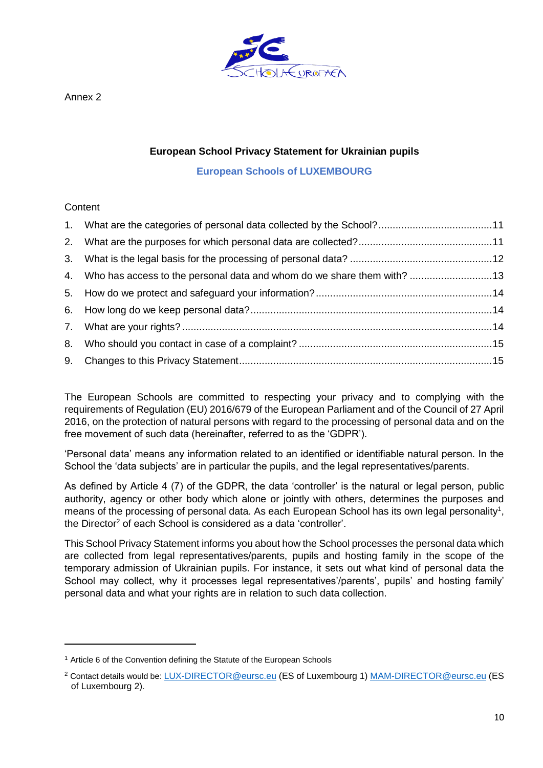Annex 2

**European School Privacy Statement for Ukrainian pupils**

**European Schools of LUXEMBOURG**

Content

1. What are the categories of personal data collected by the School? ........................................ 11
2. What are the purposes for which personal data are collected? ............................................... 11
3. What is the legal basis for the processing of personal data? .................................................. 12
4. Who has access to the personal data and whom do we share them with? ............................. 13
5. How do we protect and safeguard your information? .............................................................. 14
6. How long do we keep personal data? ..................................................................................... 14
7. What are your rights? ............................................................................................................. 14
8. Who should you contact in case of a complaint? .................................................................... 15
9. Changes to this Privacy Statement ......................................................................................... 15

The European Schools are committed to respecting your privacy and to complying with the requirements of Regulation (EU) 2016/679 of the European Parliament and of the Council of 27 April 2016, on the protection of natural persons with regard to the processing of personal data and on the free movement of such data (hereinafter, referred to as the 'GDPR').

'Personal data' means any information related to an identified or identifiable natural person. In the School the 'data subjects' are in particular the pupils, and the legal representatives/parents.

As defined by Article 4 (7) of the GDPR, the data 'controller' is the natural or legal person, public authority, agency or other body which alone or jointly with others, determines the purposes and means of the processing of personal data. As each European School has its own legal personality[1], the Director[2] of each School is considered as a data 'controller'.

This School Privacy Statement informs you about how the School processes the personal data which are collected from legal representatives/parents, pupils and hosting family in the scope of the temporary admission of Ukrainian pupils. For instance, it sets out what kind of personal data the School may collect, why it processes legal representatives'/parents', pupils' and hosting family' personal data and what your rights are in relation to such data collection.

---

[1] Article 6 of the Convention defining the Statute of the European Schools

[2] Contact details would be: LUX-DIRECTOR@eursc.eu (ES of Luxembourg 1) MAM-DIRECTOR@eursc.eu (ES of Luxembourg 2).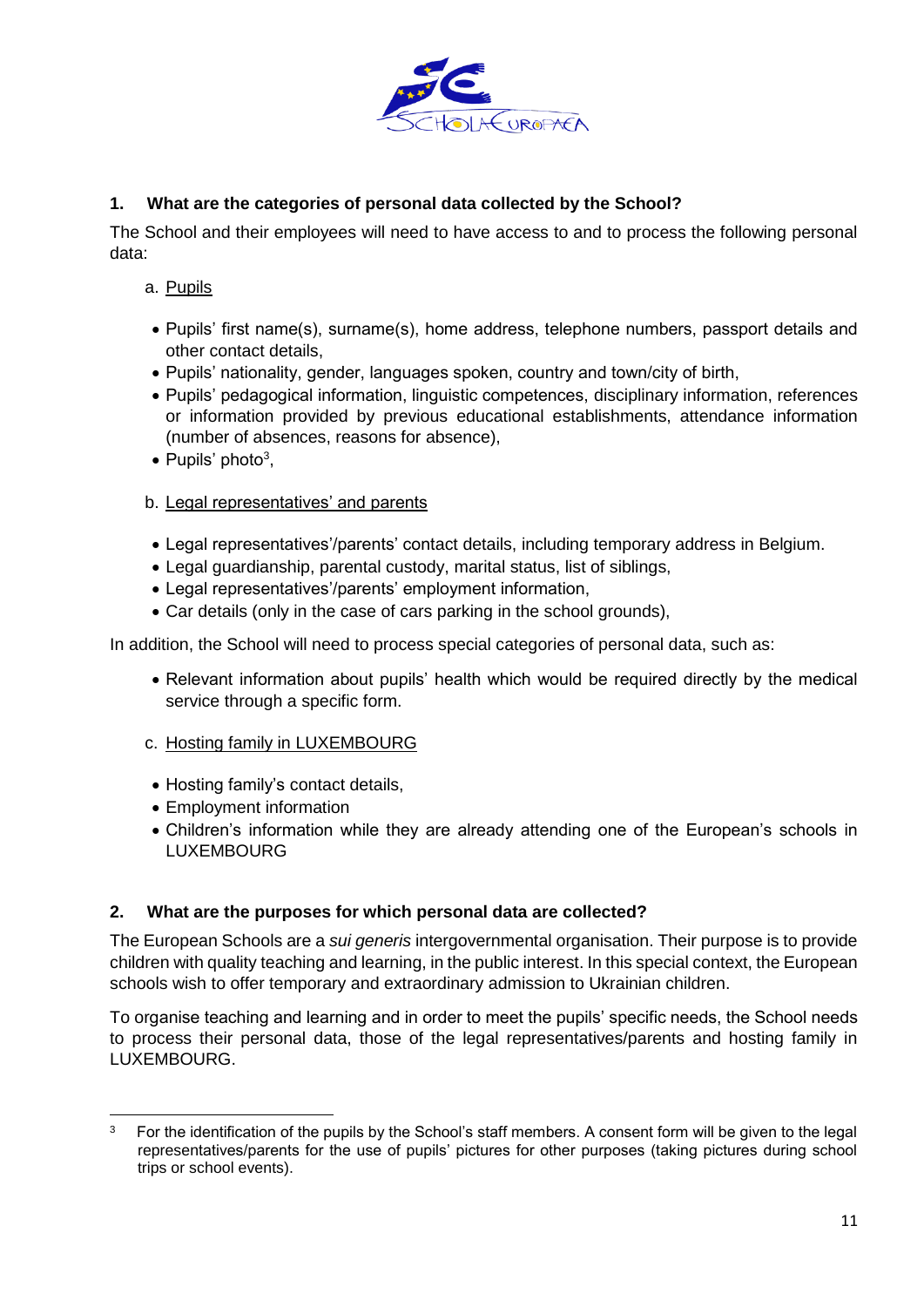## 1. What are the categories of personal data collected by the School?

The School and their employees will need to have access to and to process the following personal data:

a. Pupils

- Pupils' first name(s), surname(s), home address, telephone numbers, passport details and other contact details,
- Pupils' nationality, gender, languages spoken, country and town/city of birth,
- Pupils' pedagogical information, linguistic competences, disciplinary information, references or information provided by previous educational establishments, attendance information (number of absences, reasons for absence),
- Pupils' photo[3],

b. Legal representatives' and parents

- Legal representatives'/parents' contact details, including temporary address in Belgium.
- Legal guardianship, parental custody, marital status, list of siblings,
- Legal representatives'/parents' employment information,
- Car details (only in the case of cars parking in the school grounds),

In addition, the School will need to process special categories of personal data, such as:

- Relevant information about pupils' health which would be required directly by the medical service through a specific form.

c. Hosting family in LUXEMBOURG

- Hosting family's contact details,
- Employment information
- Children's information while they are already attending one of the European's schools in LUXEMBOURG

## 2. What are the purposes for which personal data are collected?

The European Schools are a *sui generis* intergovernmental organisation. Their purpose is to provide children with quality teaching and learning, in the public interest. In this special context, the European schools wish to offer temporary and extraordinary admission to Ukrainian children.

To organise teaching and learning and in order to meet the pupils' specific needs, the School needs to process their personal data, those of the legal representatives/parents and hosting family in LUXEMBOURG.

[3] For the identification of the pupils by the School's staff members. A consent form will be given to the legal representatives/parents for the use of pupils' pictures for other purposes (taking pictures during school trips or school events).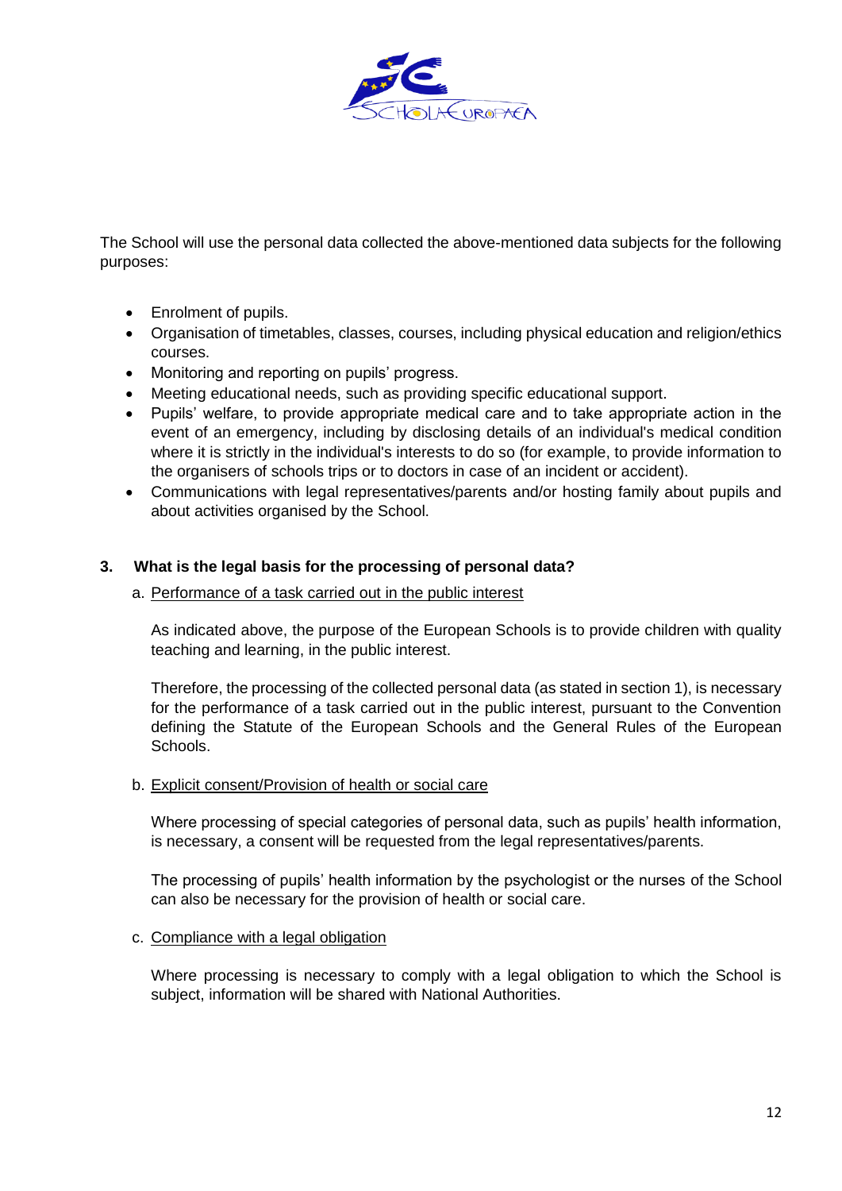The School will use the personal data collected the above-mentioned data subjects for the following purposes:

- Enrolment of pupils.
- Organisation of timetables, classes, courses, including physical education and religion/ethics courses.
- Monitoring and reporting on pupils' progress.
- Meeting educational needs, such as providing specific educational support.
- Pupils' welfare, to provide appropriate medical care and to take appropriate action in the event of an emergency, including by disclosing details of an individual's medical condition where it is strictly in the individual's interests to do so (for example, to provide information to the organisers of schools trips or to doctors in case of an incident or accident).
- Communications with legal representatives/parents and/or hosting family about pupils and about activities organised by the School.

## 3. What is the legal basis for the processing of personal data?

a. Performance of a task carried out in the public interest

As indicated above, the purpose of the European Schools is to provide children with quality teaching and learning, in the public interest.

Therefore, the processing of the collected personal data (as stated in section 1), is necessary for the performance of a task carried out in the public interest, pursuant to the Convention defining the Statute of the European Schools and the General Rules of the European Schools.

b. Explicit consent/Provision of health or social care

Where processing of special categories of personal data, such as pupils' health information, is necessary, a consent will be requested from the legal representatives/parents.

The processing of pupils' health information by the psychologist or the nurses of the School can also be necessary for the provision of health or social care.

c. Compliance with a legal obligation

Where processing is necessary to comply with a legal obligation to which the School is subject, information will be shared with National Authorities.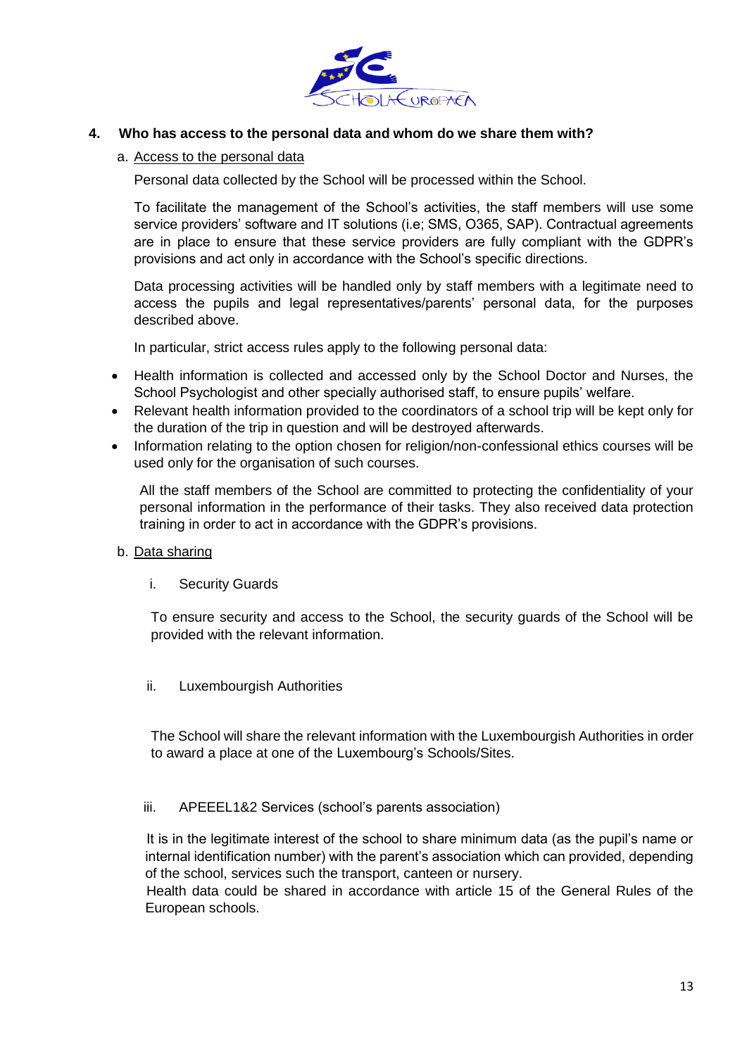## 4. Who has access to the personal data and whom do we share them with?

### a. Access to the personal data

Personal data collected by the School will be processed within the School.

To facilitate the management of the School's activities, the staff members will use some service providers' software and IT solutions (i.e; SMS, O365, SAP). Contractual agreements are in place to ensure that these service providers are fully compliant with the GDPR's provisions and act only in accordance with the School's specific directions.

Data processing activities will be handled only by staff members with a legitimate need to access the pupils and legal representatives/parents' personal data, for the purposes described above.

In particular, strict access rules apply to the following personal data:

- Health information is collected and accessed only by the School Doctor and Nurses, the School Psychologist and other specially authorised staff, to ensure pupils' welfare.
- Relevant health information provided to the coordinators of a school trip will be kept only for the duration of the trip in question and will be destroyed afterwards.
- Information relating to the option chosen for religion/non-confessional ethics courses will be used only for the organisation of such courses.

All the staff members of the School are committed to protecting the confidentiality of your personal information in the performance of their tasks. They also received data protection training in order to act in accordance with the GDPR's provisions.

### b. Data sharing

#### i. Security Guards

To ensure security and access to the School, the security guards of the School will be provided with the relevant information.

#### ii. Luxembourgish Authorities

The School will share the relevant information with the Luxembourgish Authorities in order to award a place at one of the Luxembourg's Schools/Sites.

#### iii. APEEEL1&2 Services (school's parents association)

It is in the legitimate interest of the school to share minimum data (as the pupil's name or internal identification number) with the parent's association which can provided, depending of the school, services such the transport, canteen or nursery.
Health data could be shared in accordance with article 15 of the General Rules of the European schools.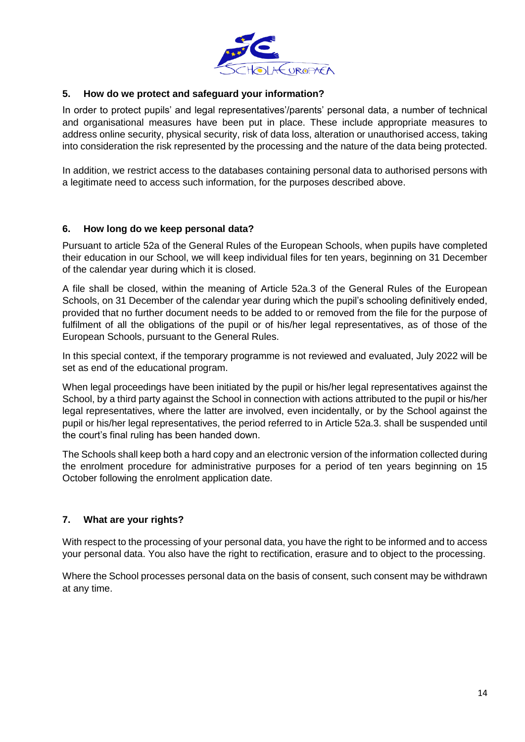## 5. How do we protect and safeguard your information?

In order to protect pupils' and legal representatives'/parents' personal data, a number of technical and organisational measures have been put in place. These include appropriate measures to address online security, physical security, risk of data loss, alteration or unauthorised access, taking into consideration the risk represented by the processing and the nature of the data being protected.

In addition, we restrict access to the databases containing personal data to authorised persons with a legitimate need to access such information, for the purposes described above.

## 6. How long do we keep personal data?

Pursuant to article 52a of the General Rules of the European Schools, when pupils have completed their education in our School, we will keep individual files for ten years, beginning on 31 December of the calendar year during which it is closed.

A file shall be closed, within the meaning of Article 52a.3 of the General Rules of the European Schools, on 31 December of the calendar year during which the pupil's schooling definitively ended, provided that no further document needs to be added to or removed from the file for the purpose of fulfilment of all the obligations of the pupil or of his/her legal representatives, as of those of the European Schools, pursuant to the General Rules.

In this special context, if the temporary programme is not reviewed and evaluated, July 2022 will be set as end of the educational program.

When legal proceedings have been initiated by the pupil or his/her legal representatives against the School, by a third party against the School in connection with actions attributed to the pupil or his/her legal representatives, where the latter are involved, even incidentally, or by the School against the pupil or his/her legal representatives, the period referred to in Article 52a.3. shall be suspended until the court's final ruling has been handed down.

The Schools shall keep both a hard copy and an electronic version of the information collected during the enrolment procedure for administrative purposes for a period of ten years beginning on 15 October following the enrolment application date.

## 7. What are your rights?

With respect to the processing of your personal data, you have the right to be informed and to access your personal data. You also have the right to rectification, erasure and to object to the processing.

Where the School processes personal data on the basis of consent, such consent may be withdrawn at any time.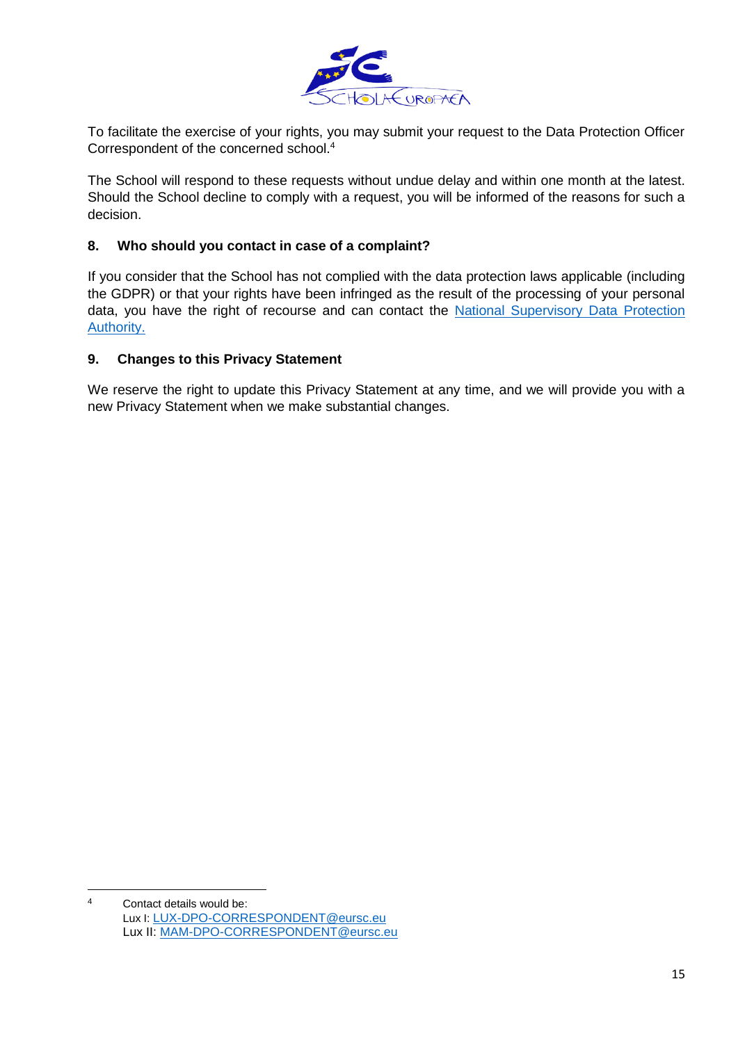To facilitate the exercise of your rights, you may submit your request to the Data Protection Officer Correspondent of the concerned school.[4]

The School will respond to these requests without undue delay and within one month at the latest. Should the School decline to comply with a request, you will be informed of the reasons for such a decision.

### 8. Who should you contact in case of a complaint?

If you consider that the School has not complied with the data protection laws applicable (including the GDPR) or that your rights have been infringed as the result of the processing of your personal data, you have the right of recourse and can contact the National Supervisory Data Protection Authority.

### 9. Changes to this Privacy Statement

We reserve the right to update this Privacy Statement at any time, and we will provide you with a new Privacy Statement when we make substantial changes.

---

[4] Contact details would be:
Lux I: LUX-DPO-CORRESPONDENT@eursc.eu
Lux II: MAM-DPO-CORRESPONDENT@eursc.eu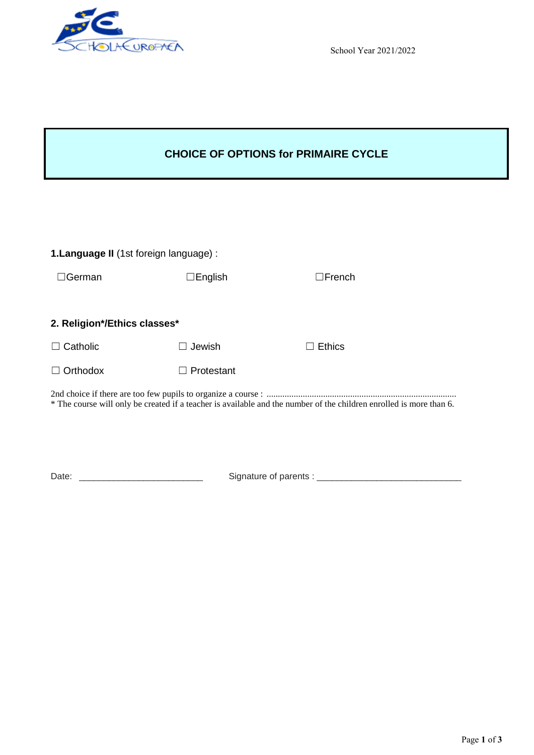School Year 2021/2022

# CHOICE OF OPTIONS for PRIMAIRE CYCLE

**1.Language II** (1st foreign language) :

☐German ☐English ☐French

**2. Religion*/Ethics classes***

☐ Catholic ☐ Jewish ☐ Ethics

☐ Orthodox ☐ Protestant

2nd choice if there are too few pupils to organize a course : ....................................................................................

* The course will only be created if a teacher is available and the number of the children enrolled is more than 6.

Date: _________________________ Signature of parents : ______________________________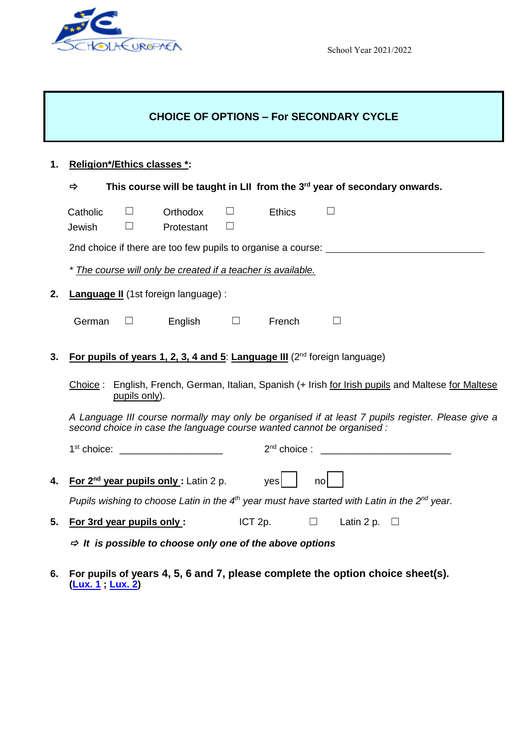School Year 2021/2022

## CHOICE OF OPTIONS – For SECONDARY CYCLE

**1. Religion*/Ethics classes *:**

⇨ **This course will be taught in LII from the 3rd year of secondary onwards.**

Catholic ☐ Orthodox ☐ Ethics ☐
Jewish ☐ Protestant ☐

2nd choice if there are too few pupils to organise a course: ______________________________

* *The course will only be created if a teacher is available.*

**2. Language II** (1st foreign language) :

German ☐ English ☐ French ☐

**3. For pupils of years 1, 2, 3, 4 and 5: Language III** (2nd foreign language)

Choice : English, French, German, Italian, Spanish (+ Irish for Irish pupils and Maltese for Maltese pupils only).

*A Language III course normally may only be organised if at least 7 pupils register. Please give a second choice in case the language course wanted cannot be organised :*

1st choice: ___________________ 2nd choice : ________________________

**4. For 2nd year pupils only :** Latin 2 p. yes ☐ no ☐

*Pupils wishing to choose Latin in the 4th year must have started with Latin in the 2nd year.*

**5. For 3rd year pupils only :** ICT 2p. ☐ Latin 2 p. ☐

⇨ ***It is possible to choose only one of the above options***

**6. For pupils of years 4, 5, 6 and 7, please complete the option choice sheet(s). (Lux. 1 ; Lux. 2)**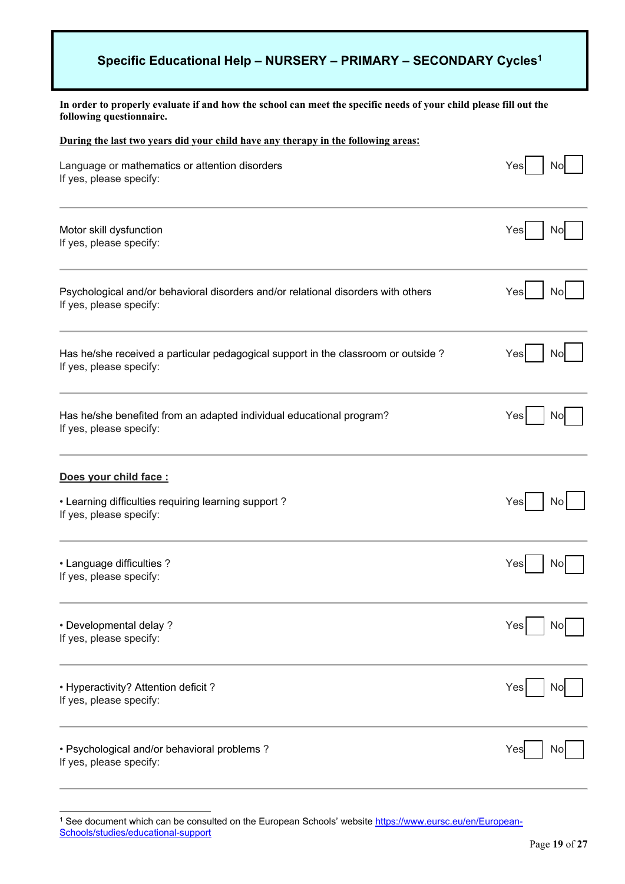## Specific Educational Help – NURSERY – PRIMARY – SECONDARY Cycles[1]

**In order to properly evaluate if and how the school can meet the specific needs of your child please fill out the following questionnaire.**

**<u>During the last two years did your child have any therapy in the following areas:</u>**

Language or mathematics or attention disorders — Yes ☐ No ☐
If yes, please specify:

---

Motor skill dysfunction — Yes ☐ No ☐
If yes, please specify:

---

Psychological and/or behavioral disorders and/or relational disorders with others — Yes ☐ No ☐
If yes, please specify:

---

Has he/she received a particular pedagogical support in the classroom or outside ? — Yes ☐ No ☐
If yes, please specify:

---

Has he/she benefited from an adapted individual educational program? — Yes ☐ No ☐
If yes, please specify:

---

**<u>Does your child face :</u>**

- Learning difficulties requiring learning support ? — Yes ☐ No ☐
If yes, please specify:

---

- Language difficulties ? — Yes ☐ No ☐
If yes, please specify:

---

- Developmental delay ? — Yes ☐ No ☐
If yes, please specify:

---

- Hyperactivity? Attention deficit ? — Yes ☐ No ☐
If yes, please specify:

---

- Psychological and/or behavioral problems ? — Yes ☐ No ☐
If yes, please specify:

---

[1] See document which can be consulted on the European Schools' website https://www.eursc.eu/en/European-Schools/studies/educational-support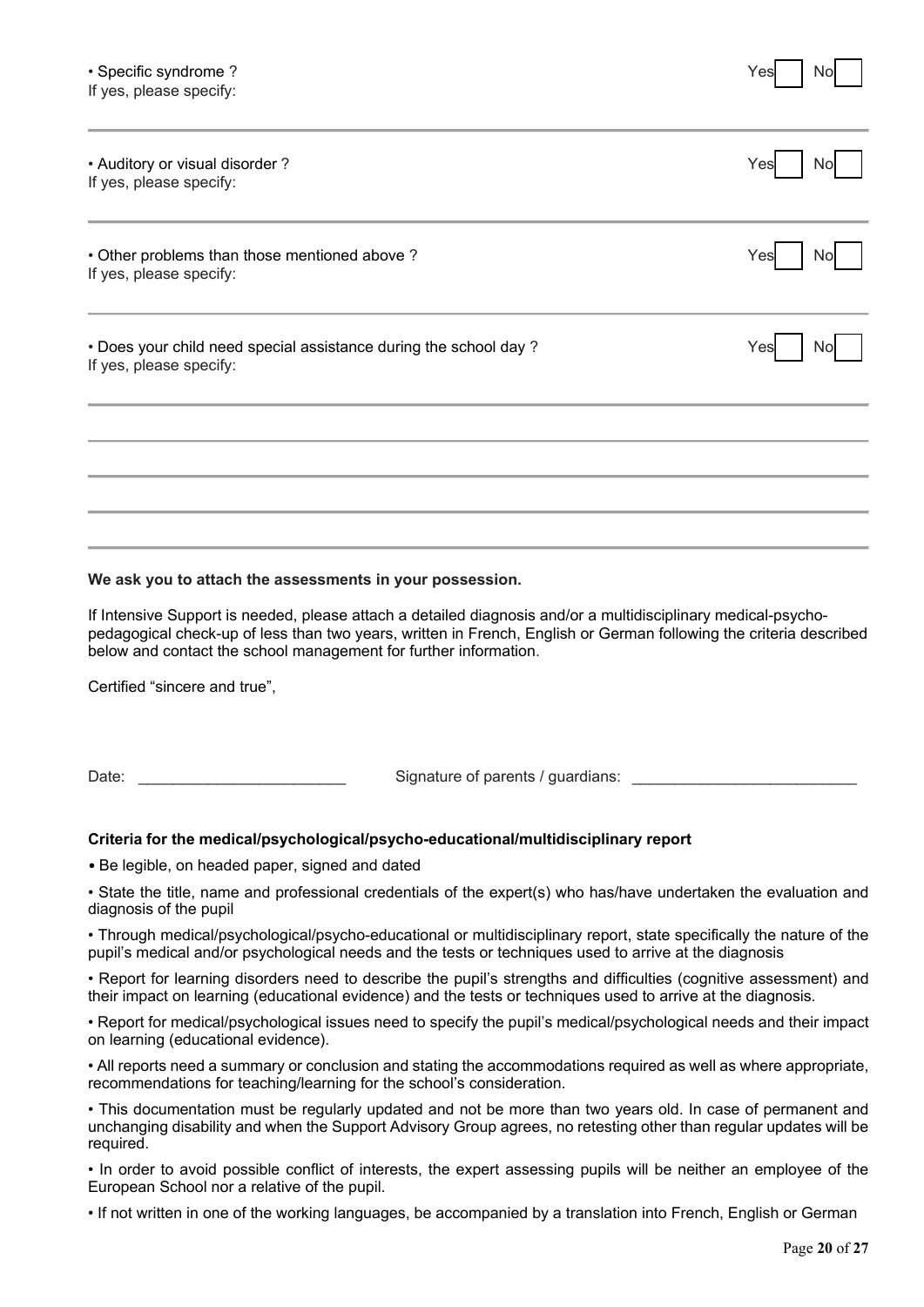• Specific syndrome ? Yes ☐ No ☐
If yes, please specify:

---

• Auditory or visual disorder ? Yes ☐ No ☐
If yes, please specify:

---

• Other problems than those mentioned above ? Yes ☐ No ☐
If yes, please specify:

---

• Does your child need special assistance during the school day ? Yes ☐ No ☐
If yes, please specify:

---

---

---

---

**We ask you to attach the assessments in your possession.**

If Intensive Support is needed, please attach a detailed diagnosis and/or a multidisciplinary medical-psycho-pedagogical check-up of less than two years, written in French, English or German following the criteria described below and contact the school management for further information.

Certified "sincere and true",

Date: ________________________ Signature of parents / guardians: __________________________

**Criteria for the medical/psychological/psycho-educational/multidisciplinary report**

• Be legible, on headed paper, signed and dated

• State the title, name and professional credentials of the expert(s) who has/have undertaken the evaluation and diagnosis of the pupil

• Through medical/psychological/psycho-educational or multidisciplinary report, state specifically the nature of the pupil's medical and/or psychological needs and the tests or techniques used to arrive at the diagnosis

• Report for learning disorders need to describe the pupil's strengths and difficulties (cognitive assessment) and their impact on learning (educational evidence) and the tests or techniques used to arrive at the diagnosis.

• Report for medical/psychological issues need to specify the pupil's medical/psychological needs and their impact on learning (educational evidence).

• All reports need a summary or conclusion and stating the accommodations required as well as where appropriate, recommendations for teaching/learning for the school's consideration.

• This documentation must be regularly updated and not be more than two years old. In case of permanent and unchanging disability and when the Support Advisory Group agrees, no retesting other than regular updates will be required.

• In order to avoid possible conflict of interests, the expert assessing pupils will be neither an employee of the European School nor a relative of the pupil.

• If not written in one of the working languages, be accompanied by a translation into French, English or German